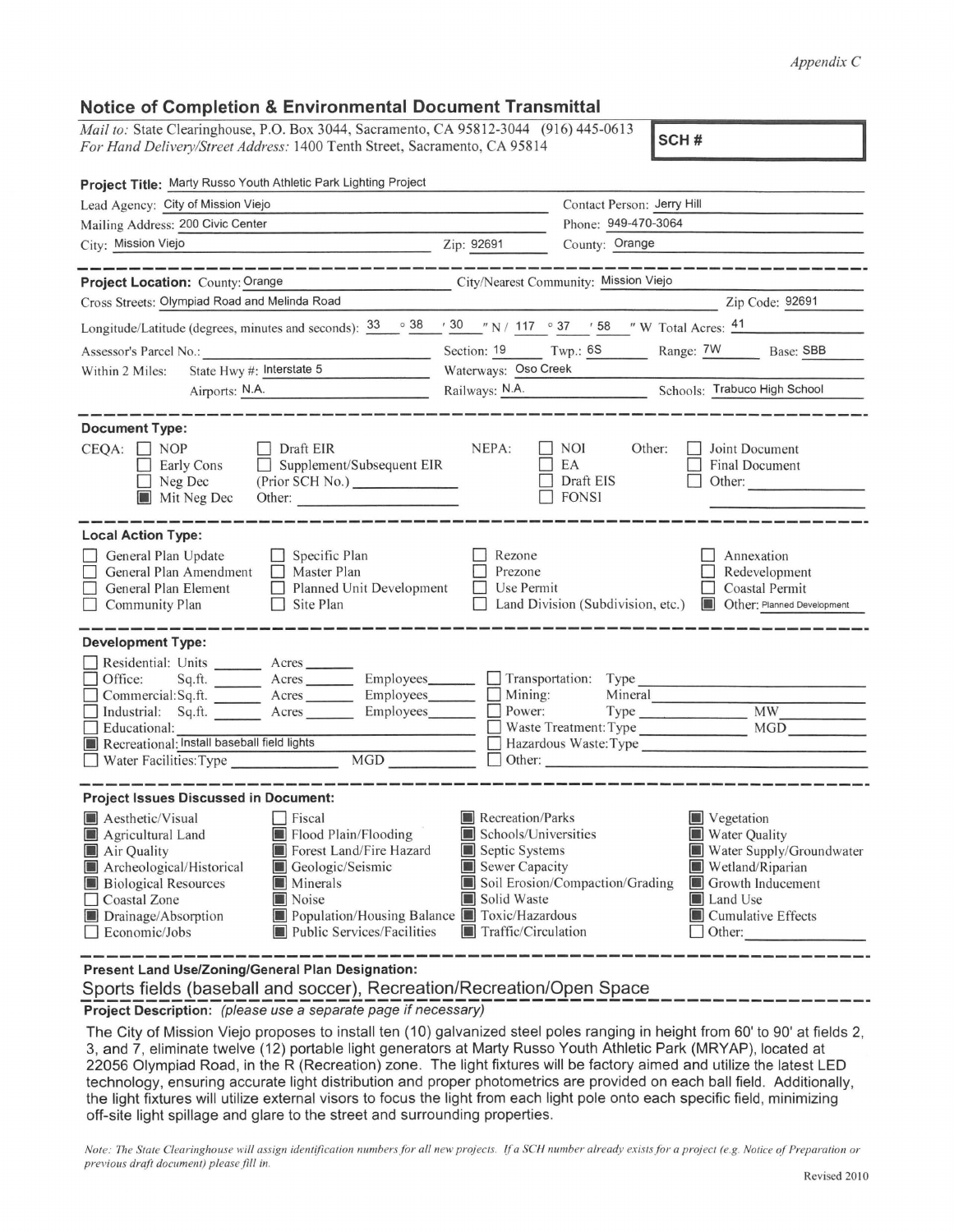*Appendix C*

## Notice of Completion & Environmental Document Transmittal

*Mail to:* State Clearinghouse, P.O. Box 3044, Sacramento, CA 95812-3044 (916) 445-0613
*For Hand Delivery/Street Address:* 1400 Tenth Street, Sacramento, CA 95814

**SCH #**

**Project Title:** Marty Russo Youth Athletic Park Lighting Project

Lead Agency: City of Mission Viejo — Contact Person: Jerry Hill
Mailing Address: 200 Civic Center — Phone: 949-470-3064
City: Mission Viejo — Zip: 92691 — County: Orange

---

**Project Location:** County: Orange — City/Nearest Community: Mission Viejo
Cross Streets: Olympiad Road and Melinda Road — Zip Code: 92691
Longitude/Latitude (degrees, minutes and seconds): 33 ° 38 ′ 30 ″ N / 117 ° 37 ′ 58 ″ W Total Acres: 41
Assessor's Parcel No.: — Section: 19 — Twp.: 6S — Range: 7W — Base: SBB
Within 2 Miles: State Hwy #: Interstate 5 — Waterways: Oso Creek
Airports: N.A. — Railways: N.A. — Schools: Trabuco High School

---

**Document Type:**

CEQA: ☐ NOP ☐ Early Cons ☐ Neg Dec ☒ Mit Neg Dec ☐ Draft EIR ☐ Supplement/Subsequent EIR (Prior SCH No.) ______ Other: ______

NEPA: ☐ NOI ☐ EA ☐ Draft EIS ☐ FONSI

Other: ☐ Joint Document ☐ Final Document ☐ Other: ______

---

**Local Action Type:**

☐ General Plan Update ☐ General Plan Amendment ☐ General Plan Element ☐ Community Plan ☐ Specific Plan ☐ Master Plan ☐ Planned Unit Development ☐ Site Plan ☐ Rezone ☐ Prezone ☐ Use Permit ☐ Land Division (Subdivision, etc.) ☐ Annexation ☐ Redevelopment ☐ Coastal Permit ☒ Other: Planned Development

---

**Development Type:**

☐ Residential: Units ______ Acres ______
☐ Office: Sq.ft. ______ Acres ______ Employees ______
☐ Commercial: Sq.ft. ______ Acres ______ Employees ______
☐ Industrial: Sq.ft. ______ Acres ______ Employees ______
☐ Educational: ______
☒ Recreational: Install baseball field lights
☐ Water Facilities: Type ______ MGD ______
☐ Transportation: Type ______
☐ Mining: Mineral ______
☐ Power: Type ______ MW ______
☐ Waste Treatment: Type ______ MGD ______
☐ Hazardous Waste: Type ______
☐ Other: ______

---

**Project Issues Discussed in Document:**

☒ Aesthetic/Visual ☒ Agricultural Land ☒ Air Quality ☒ Archeological/Historical ☒ Biological Resources ☐ Coastal Zone ☒ Drainage/Absorption ☐ Economic/Jobs ☐ Fiscal ☒ Flood Plain/Flooding ☒ Forest Land/Fire Hazard ☒ Geologic/Seismic ☒ Minerals ☒ Noise ☒ Population/Housing Balance ☒ Public Services/Facilities ☒ Recreation/Parks ☒ Schools/Universities ☒ Septic Systems ☒ Sewer Capacity ☒ Soil Erosion/Compaction/Grading ☒ Solid Waste ☒ Toxic/Hazardous ☒ Traffic/Circulation ☒ Vegetation ☒ Water Quality ☒ Water Supply/Groundwater ☒ Wetland/Riparian ☒ Growth Inducement ☒ Land Use ☒ Cumulative Effects ☐ Other: ______

---

**Present Land Use/Zoning/General Plan Designation:**

Sports fields (baseball and soccer), Recreation/Recreation/Open Space

**Project Description:** *(please use a separate page if necessary)*

The City of Mission Viejo proposes to install ten (10) galvanized steel poles ranging in height from 60' to 90' at fields 2, 3, and 7, eliminate twelve (12) portable light generators at Marty Russo Youth Athletic Park (MRYAP), located at 22056 Olympiad Road, in the R (Recreation) zone. The light fixtures will be factory aimed and utilize the latest LED technology, ensuring accurate light distribution and proper photometrics are provided on each ball field. Additionally, the light fixtures will utilize external visors to focus the light from each light pole onto each specific field, minimizing off-site light spillage and glare to the street and surrounding properties.

*Note: The State Clearinghouse will assign identification numbers for all new projects. If a SCH number already exists for a project (e.g. Notice of Preparation or previous draft document) please fill in.*

Revised 2010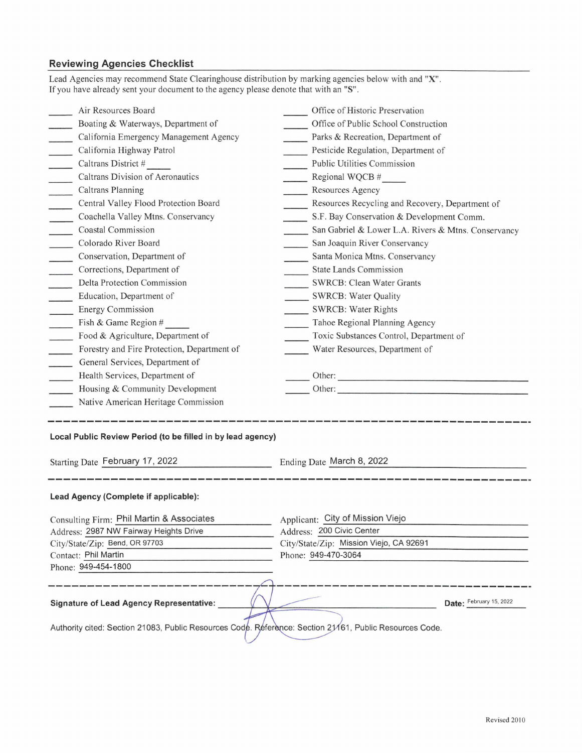## Reviewing Agencies Checklist

Lead Agencies may recommend State Clearinghouse distribution by marking agencies below with and "X".
If you have already sent your document to the agency please denote that with an "S".

- _____ Air Resources Board
- _____ Boating & Waterways, Department of
- _____ California Emergency Management Agency
- _____ California Highway Patrol
- _____ Caltrans District # _____
- _____ Caltrans Division of Aeronautics
- _____ Caltrans Planning
- _____ Central Valley Flood Protection Board
- _____ Coachella Valley Mtns. Conservancy
- _____ Coastal Commission
- _____ Colorado River Board
- _____ Conservation, Department of
- _____ Corrections, Department of
- _____ Delta Protection Commission
- _____ Education, Department of
- _____ Energy Commission
- _____ Fish & Game Region # _____
- _____ Food & Agriculture, Department of
- _____ Forestry and Fire Protection, Department of
- _____ General Services, Department of
- _____ Health Services, Department of
- _____ Housing & Community Development
- _____ Native American Heritage Commission
- _____ Office of Historic Preservation
- _____ Office of Public School Construction
- _____ Parks & Recreation, Department of
- _____ Pesticide Regulation, Department of
- _____ Public Utilities Commission
- _____ Regional WQCB # _____
- _____ Resources Agency
- _____ Resources Recycling and Recovery, Department of
- _____ S.F. Bay Conservation & Development Comm.
- _____ San Gabriel & Lower L.A. Rivers & Mtns. Conservancy
- _____ San Joaquin River Conservancy
- _____ Santa Monica Mtns. Conservancy
- _____ State Lands Commission
- _____ SWRCB: Clean Water Grants
- _____ SWRCB: Water Quality
- _____ SWRCB: Water Rights
- _____ Tahoe Regional Planning Agency
- _____ Toxic Substances Control, Department of
- _____ Water Resources, Department of
- _____ Other: _____
- _____ Other: _____

---

**Local Public Review Period (to be filled in by lead agency)**

Starting Date February 17, 2022 Ending Date March 8, 2022

---

**Lead Agency (Complete if applicable):**

Consulting Firm: Phil Martin & Associates
Address: 2987 NW Fairway Heights Drive
City/State/Zip: Bend, OR 97703
Contact: Phil Martin
Phone: 949-454-1800

Applicant: City of Mission Viejo
Address: 200 Civic Center
City/State/Zip: Mission Viejo, CA 92691
Phone: 949-470-3064

---

**Signature of Lead Agency Representative:** _____ **Date:** February 15, 2022

Authority cited: Section 21083, Public Resources Code. Reference: Section 21161, Public Resources Code.

Revised 2010